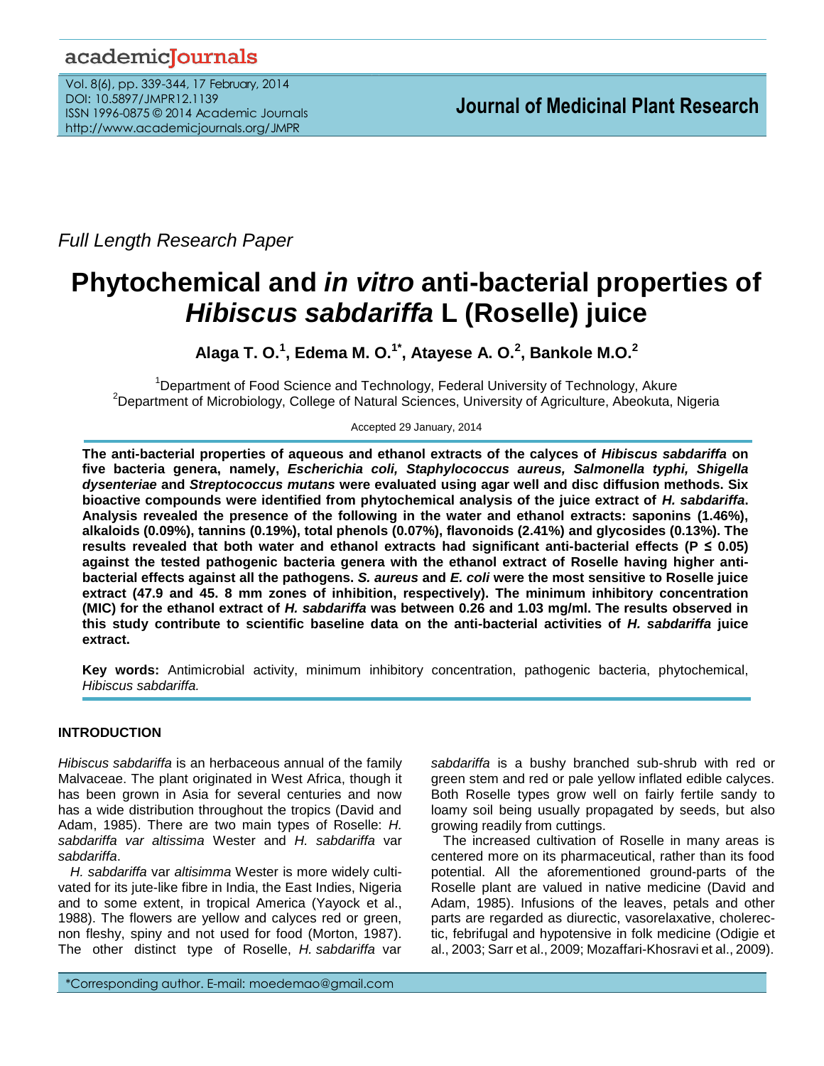*Full Length Research Paper*

# Phytochemical and *in vitro* anti-bacterial properties of *Hibiscus sabdariffa* L (Roselle) juice

**Alaga T. O.[1], Edema M. O.[1*], Atayese A. O.[2], Bankole M.O.[2]**

[1]Department of Food Science and Technology, Federal University of Technology, Akure
[2]Department of Microbiology, College of Natural Sciences, University of Agriculture, Abeokuta, Nigeria

Accepted 29 January, 2014

**The anti-bacterial properties of aqueous and ethanol extracts of the calyces of *Hibiscus sabdariffa* on five bacteria genera, namely, *Escherichia coli, Staphylococcus aureus, Salmonella typhi, Shigella dysenteriae* and *Streptococcus mutans* were evaluated using agar well and disc diffusion methods. Six bioactive compounds were identified from phytochemical analysis of the juice extract of *H. sabdariffa*. Analysis revealed the presence of the following in the water and ethanol extracts: saponins (1.46%), alkaloids (0.09%), tannins (0.19%), total phenols (0.07%), flavonoids (2.41%) and glycosides (0.13%). The results revealed that both water and ethanol extracts had significant anti-bacterial effects (P ≤ 0.05) against the tested pathogenic bacteria genera with the ethanol extract of Roselle having higher anti-bacterial effects against all the pathogens. *S. aureus* and *E. coli* were the most sensitive to Roselle juice extract (47.9 and 45. 8 mm zones of inhibition, respectively). The minimum inhibitory concentration (MIC) for the ethanol extract of *H. sabdariffa* was between 0.26 and 1.03 mg/ml. The results observed in this study contribute to scientific baseline data on the anti-bacterial activities of *H. sabdariffa* juice extract.**

**Key words:** Antimicrobial activity, minimum inhibitory concentration, pathogenic bacteria, phytochemical, *Hibiscus sabdariffa.*

## INTRODUCTION

*Hibiscus sabdariffa* is an herbaceous annual of the family Malvaceae. The plant originated in West Africa, though it has been grown in Asia for several centuries and now has a wide distribution throughout the tropics (David and Adam, 1985). There are two main types of Roselle: *H. sabdariffa var altissima* Wester and *H. sabdariffa* var *sabdariffa*.

*H. sabdariffa* var *altisimma* Wester is more widely cultivated for its jute-like fibre in India, the East Indies, Nigeria and to some extent, in tropical America (Yayock et al., 1988). The flowers are yellow and calyces red or green, non fleshy, spiny and not used for food (Morton, 1987). The other distinct type of Roselle, *H. sabdariffa* var *sabdariffa* is a bushy branched sub-shrub with red or green stem and red or pale yellow inflated edible calyces. Both Roselle types grow well on fairly fertile sandy to loamy soil being usually propagated by seeds, but also growing readily from cuttings.

The increased cultivation of Roselle in many areas is centered more on its pharmaceutical, rather than its food potential. All the aforementioned ground-parts of the Roselle plant are valued in native medicine (David and Adam, 1985). Infusions of the leaves, petals and other parts are regarded as diurectic, vasorelaxative, cholerectic, febrifugal and hypotensive in folk medicine (Odigie et al., 2003; Sarr et al., 2009; Mozaffari-Khosravi et al., 2009).

*Corresponding author. E-mail: moedemao@gmail.com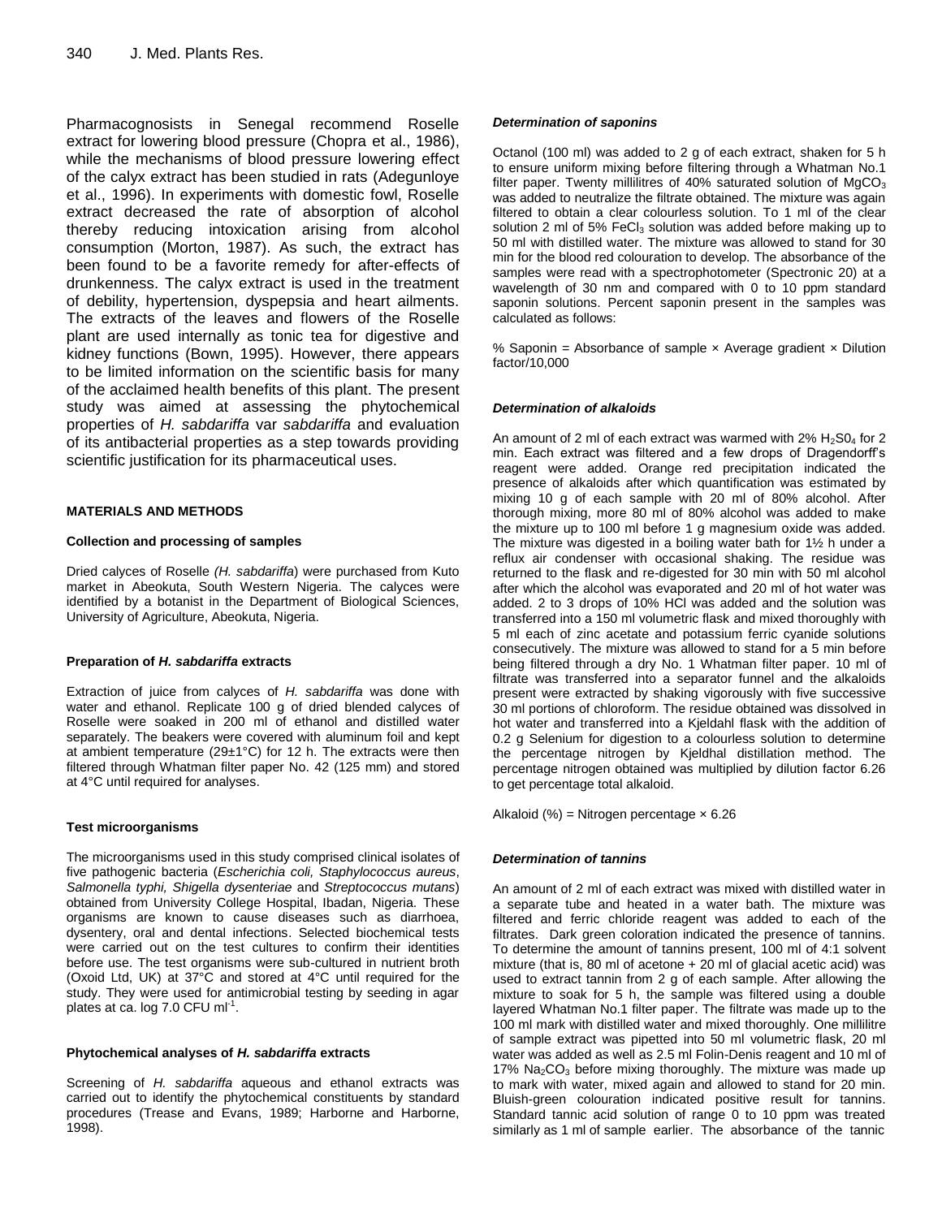Pharmacognosists in Senegal recommend Roselle extract for lowering blood pressure (Chopra et al., 1986), while the mechanisms of blood pressure lowering effect of the calyx extract has been studied in rats (Adegunloye et al., 1996). In experiments with domestic fowl, Roselle extract decreased the rate of absorption of alcohol thereby reducing intoxication arising from alcohol consumption (Morton, 1987). As such, the extract has been found to be a favorite remedy for after-effects of drunkenness. The calyx extract is used in the treatment of debility, hypertension, dyspepsia and heart ailments. The extracts of the leaves and flowers of the Roselle plant are used internally as tonic tea for digestive and kidney functions (Bown, 1995). However, there appears to be limited information on the scientific basis for many of the acclaimed health benefits of this plant. The present study was aimed at assessing the phytochemical properties of *H. sabdariffa* var *sabdariffa* and evaluation of its antibacterial properties as a step towards providing scientific justification for its pharmaceutical uses.

## MATERIALS AND METHODS

### Collection and processing of samples

Dried calyces of Roselle *(H. sabdariffa*) were purchased from Kuto market in Abeokuta, South Western Nigeria. The calyces were identified by a botanist in the Department of Biological Sciences, University of Agriculture, Abeokuta, Nigeria.

### Preparation of *H. sabdariffa* extracts

Extraction of juice from calyces of *H. sabdariffa* was done with water and ethanol. Replicate 100 g of dried blended calyces of Roselle were soaked in 200 ml of ethanol and distilled water separately. The beakers were covered with aluminum foil and kept at ambient temperature (29±1°C) for 12 h. The extracts were then filtered through Whatman filter paper No. 42 (125 mm) and stored at 4°C until required for analyses.

### Test microorganisms

The microorganisms used in this study comprised clinical isolates of five pathogenic bacteria (*Escherichia coli, Staphylococcus aureus*, *Salmonella typhi, Shigella dysenteriae* and *Streptococcus mutans*) obtained from University College Hospital, Ibadan, Nigeria. These organisms are known to cause diseases such as diarrhoea, dysentery, oral and dental infections. Selected biochemical tests were carried out on the test cultures to confirm their identities before use. The test organisms were sub-cultured in nutrient broth (Oxoid Ltd, UK) at 37°C and stored at 4°C until required for the study. They were used for antimicrobial testing by seeding in agar plates at ca. log 7.0 CFU $ml^{-1}$.

### Phytochemical analyses of *H. sabdariffa* extracts

Screening of *H. sabdariffa* aqueous and ethanol extracts was carried out to identify the phytochemical constituents by standard procedures (Trease and Evans, 1989; Harborne and Harborne, 1998).

#### *Determination of saponins*

Octanol (100 ml) was added to 2 g of each extract, shaken for 5 h to ensure uniform mixing before filtering through a Whatman No.1 filter paper. Twenty millilitres of 40% saturated solution of $MgCO_3$ was added to neutralize the filtrate obtained. The mixture was again filtered to obtain a clear colourless solution. To 1 ml of the clear solution 2 ml of 5% $FeCl_3$ solution was added before making up to 50 ml with distilled water. The mixture was allowed to stand for 30 min for the blood red colouration to develop. The absorbance of the samples were read with a spectrophotometer (Spectronic 20) at a wavelength of 30 nm and compared with 0 to 10 ppm standard saponin solutions. Percent saponin present in the samples was calculated as follows:

% Saponin = Absorbance of sample × Average gradient × Dilution factor/10,000

#### *Determination of alkaloids*

An amount of 2 ml of each extract was warmed with 2% $H_2SO_4$ for 2 min. Each extract was filtered and a few drops of Dragendorff's reagent were added. Orange red precipitation indicated the presence of alkaloids after which quantification was estimated by mixing 10 g of each sample with 20 ml of 80% alcohol. After thorough mixing, more 80 ml of 80% alcohol was added to make the mixture up to 100 ml before 1 g magnesium oxide was added. The mixture was digested in a boiling water bath for 1½ h under a reflux air condenser with occasional shaking. The residue was returned to the flask and re-digested for 30 min with 50 ml alcohol after which the alcohol was evaporated and 20 ml of hot water was added. 2 to 3 drops of 10% HCl was added and the solution was transferred into a 150 ml volumetric flask and mixed thoroughly with 5 ml each of zinc acetate and potassium ferric cyanide solutions consecutively. The mixture was allowed to stand for a 5 min before being filtered through a dry No. 1 Whatman filter paper. 10 ml of filtrate was transferred into a separator funnel and the alkaloids present were extracted by shaking vigorously with five successive 30 ml portions of chloroform. The residue obtained was dissolved in hot water and transferred into a Kjeldahl flask with the addition of 0.2 g Selenium for digestion to a colourless solution to determine the percentage nitrogen by Kjeldhal distillation method. The percentage nitrogen obtained was multiplied by dilution factor 6.26 to get percentage total alkaloid.

Alkaloid (%) = Nitrogen percentage × 6.26

#### *Determination of tannins*

An amount of 2 ml of each extract was mixed with distilled water in a separate tube and heated in a water bath. The mixture was filtered and ferric chloride reagent was added to each of the filtrates. Dark green coloration indicated the presence of tannins. To determine the amount of tannins present, 100 ml of 4:1 solvent mixture (that is, 80 ml of acetone + 20 ml of glacial acetic acid) was used to extract tannin from 2 g of each sample. After allowing the mixture to soak for 5 h, the sample was filtered using a double layered Whatman No.1 filter paper. The filtrate was made up to the 100 ml mark with distilled water and mixed thoroughly. One millilitre of sample extract was pipetted into 50 ml volumetric flask, 20 ml water was added as well as 2.5 ml Folin-Denis reagent and 10 ml of 17% $Na_2CO_3$ before mixing thoroughly. The mixture was made up to mark with water, mixed again and allowed to stand for 20 min. Bluish-green colouration indicated positive result for tannins. Standard tannic acid solution of range 0 to 10 ppm was treated similarly as 1 ml of sample earlier. The absorbance of the tannic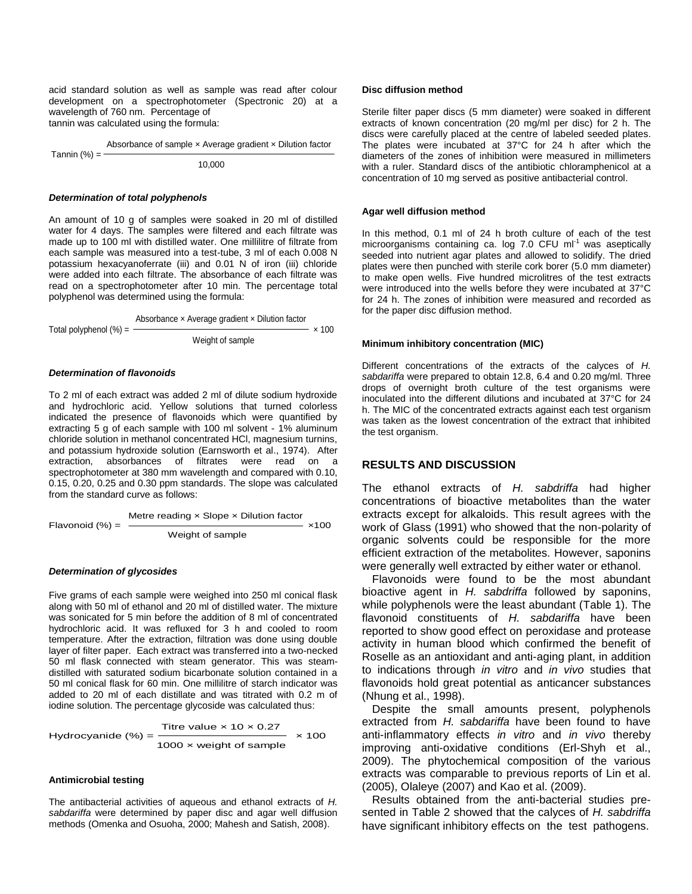acid standard solution as well as sample was read after colour development on a spectrophotometer (Spectronic 20) at a wavelength of 760 nm. Percentage of tannin was calculated using the formula:

$$\text{Tannin (\%)} = \frac{\text{Absorbance of sample} \times \text{Average gradient} \times \text{Dilution factor}}{10{,}000}$$

### *Determination of total polyphenols*

An amount of 10 g of samples were soaked in 20 ml of distilled water for 4 days. The samples were filtered and each filtrate was made up to 100 ml with distilled water. One millilitre of filtrate from each sample was measured into a test-tube, 3 ml of each 0.008 N potassium hexacyanoferrate (iii) and 0.01 N of iron (iii) chloride were added into each filtrate. The absorbance of each filtrate was read on a spectrophotometer after 10 min. The percentage total polyphenol was determined using the formula:

$$\text{Total polyphenol (\%)} = \frac{\text{Absorbance} \times \text{Average gradient} \times \text{Dilution factor}}{\text{Weight of sample}} \times 100$$

### *Determination of flavonoids*

To 2 ml of each extract was added 2 ml of dilute sodium hydroxide and hydrochloric acid. Yellow solutions that turned colorless indicated the presence of flavonoids which were quantified by extracting 5 g of each sample with 100 ml solvent - 1% aluminum chloride solution in methanol concentrated HCl, magnesium turnins, and potassium hydroxide solution (Earnsworth et al., 1974). After extraction, absorbances of filtrates were read on a spectrophotometer at 380 mm wavelength and compared with 0.10, 0.15, 0.20, 0.25 and 0.30 ppm standards. The slope was calculated from the standard curve as follows:

$$\text{Flavonoid (\%)} = \frac{\text{Metre reading} \times \text{Slope} \times \text{Dilution factor}}{\text{Weight of sample}} \times 100$$

### *Determination of glycosides*

Five grams of each sample were weighed into 250 ml conical flask along with 50 ml of ethanol and 20 ml of distilled water. The mixture was sonicated for 5 min before the addition of 8 ml of concentrated hydrochloric acid. It was refluxed for 3 h and cooled to room temperature. After the extraction, filtration was done using double layer of filter paper. Each extract was transferred into a two-necked 50 ml flask connected with steam generator. This was steam-distilled with saturated sodium bicarbonate solution contained in a 50 ml conical flask for 60 min. One millilitre of starch indicator was added to 20 ml of each distillate and was titrated with 0.2 m of iodine solution. The percentage glycoside was calculated thus:

$$\text{Hydrocyanide (\%)} = \frac{\text{Titre value} \times 10 \times 0.27}{1000 \times \text{weight of sample}} \times 100$$

### Antimicrobial testing

The antibacterial activities of aqueous and ethanol extracts of *H. sabdariffa* were determined by paper disc and agar well diffusion methods (Omenka and Osuoha, 2000; Mahesh and Satish, 2008).

### Disc diffusion method

Sterile filter paper discs (5 mm diameter) were soaked in different extracts of known concentration (20 mg/ml per disc) for 2 h. The discs were carefully placed at the centre of labeled seeded plates. The plates were incubated at 37°C for 24 h after which the diameters of the zones of inhibition were measured in millimeters with a ruler. Standard discs of the antibiotic chloramphenicol at a concentration of 10 mg served as positive antibacterial control.

### Agar well diffusion method

In this method, 0.1 ml of 24 h broth culture of each of the test microorganisms containing ca. log 7.0 CFU $ml^{-1}$ was aseptically seeded into nutrient agar plates and allowed to solidify. The dried plates were then punched with sterile cork borer (5.0 mm diameter) to make open wells. Five hundred microlitres of the test extracts were introduced into the wells before they were incubated at 37°C for 24 h. The zones of inhibition were measured and recorded as for the paper disc diffusion method.

### Minimum inhibitory concentration (MIC)

Different concentrations of the extracts of the calyces of *H. sabdariffa* were prepared to obtain 12.8, 6.4 and 0.20 mg/ml. Three drops of overnight broth culture of the test organisms were inoculated into the different dilutions and incubated at 37°C for 24 h. The MIC of the concentrated extracts against each test organism was taken as the lowest concentration of the extract that inhibited the test organism.

## RESULTS AND DISCUSSION

The ethanol extracts of *H. sabdriffa* had higher concentrations of bioactive metabolites than the water extracts except for alkaloids. This result agrees with the work of Glass (1991) who showed that the non-polarity of organic solvents could be responsible for the more efficient extraction of the metabolites. However, saponins were generally well extracted by either water or ethanol.

Flavonoids were found to be the most abundant bioactive agent in *H. sabdriffa* followed by saponins, while polyphenols were the least abundant (Table 1). The flavonoid constituents of *H. sabdariffa* have been reported to show good effect on peroxidase and protease activity in human blood which confirmed the benefit of Roselle as an antioxidant and anti-aging plant, in addition to indications through *in vitro* and *in vivo* studies that flavonoids hold great potential as anticancer substances (Nhung et al., 1998).

Despite the small amounts present, polyphenols extracted from *H. sabdariffa* have been found to have anti-inflammatory effects *in vitro* and *in vivo* thereby improving anti-oxidative conditions (Erl-Shyh et al., 2009). The phytochemical composition of the various extracts was comparable to previous reports of Lin et al. (2005), Olaleye (2007) and Kao et al. (2009).

Results obtained from the anti-bacterial studies presented in Table 2 showed that the calyces of *H. sabdriffa* have significant inhibitory effects on the test pathogens.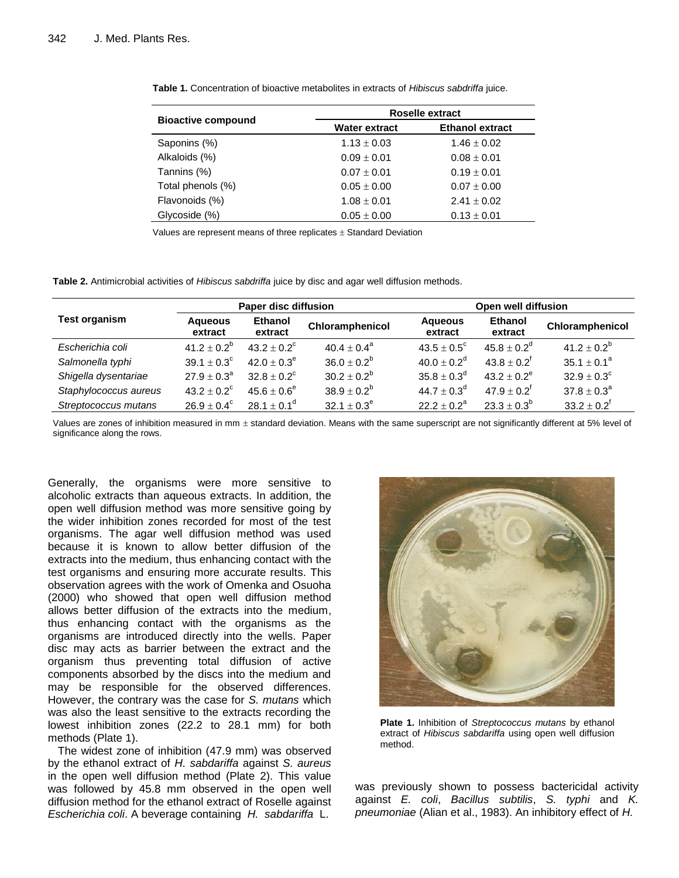**Table 1.** Concentration of bioactive metabolites in extracts of *Hibiscus sabdriffa* juice.

| Bioactive compound | Roselle extract | |
|---|---|---|
| | Water extract | Ethanol extract |
| Saponins (%) | 1.13 ± 0.03 | 1.46 ± 0.02 |
| Alkaloids (%) | 0.09 ± 0.01 | 0.08 ± 0.01 |
| Tannins (%) | 0.07 ± 0.01 | 0.19 ± 0.01 |
| Total phenols (%) | 0.05 ± 0.00 | 0.07 ± 0.00 |
| Flavonoids (%) | 1.08 ± 0.01 | 2.41 ± 0.02 |
| Glycoside (%) | 0.05 ± 0.00 | 0.13 ± 0.01 |

Values are represent means of three replicates ± Standard Deviation

**Table 2.** Antimicrobial activities of *Hibiscus sabdriffa* juice by disc and agar well diffusion methods.

| Test organism | Paper disc diffusion | | | Open well diffusion | | |
|---|---|---|---|---|---|---|
| | Aqueous extract | Ethanol extract | Chloramphenicol | Aqueous extract | Ethanol extract | Chloramphenicol |
| *Escherichia coli* | $41.2 \pm 0.2^b$ | $43.2 \pm 0.2^c$ | $40.4 \pm 0.4^a$ | $43.5 \pm 0.5^c$ | $45.8 \pm 0.2^d$ | $41.2 \pm 0.2^b$ |
| *Salmonella typhi* | $39.1 \pm 0.3^c$ | $42.0 \pm 0.3^e$ | $36.0 \pm 0.2^b$ | $40.0 \pm 0.2^d$ | $43.8 \pm 0.2^f$ | $35.1 \pm 0.1^a$ |
| *Shigella dysentariae* | $27.9 \pm 0.3^a$ | $32.8 \pm 0.2^c$ | $30.2 \pm 0.2^b$ | $35.8 \pm 0.3^d$ | $43.2 \pm 0.2^e$ | $32.9 \pm 0.3^c$ |
| *Staphylococcus aureus* | $43.2 \pm 0.2^c$ | $45.6 \pm 0.6^e$ | $38.9 \pm 0.2^b$ | $44.7 \pm 0.3^d$ | $47.9 \pm 0.2^f$ | $37.8 \pm 0.3^a$ |
| *Streptococcus mutans* | $26.9 \pm 0.4^c$ | $28.1 \pm 0.1^d$ | $32.1 \pm 0.3^e$ | $22.2 \pm 0.2^a$ | $23.3 \pm 0.3^b$ | $33.2 \pm 0.2^f$ |

Values are zones of inhibition measured in mm ± standard deviation. Means with the same superscript are not significantly different at 5% level of significance along the rows.

Generally, the organisms were more sensitive to alcoholic extracts than aqueous extracts. In addition, the open well diffusion method was more sensitive going by the wider inhibition zones recorded for most of the test organisms. The agar well diffusion method was used because it is known to allow better diffusion of the extracts into the medium, thus enhancing contact with the test organisms and ensuring more accurate results. This observation agrees with the work of Omenka and Osuoha (2000) who showed that open well diffusion method allows better diffusion of the extracts into the medium, thus enhancing contact with the organisms as the organisms are introduced directly into the wells. Paper disc may acts as barrier between the extract and the organism thus preventing total diffusion of active components absorbed by the discs into the medium and may be responsible for the observed differences. However, the contrary was the case for *S. mutans* which was also the least sensitive to the extracts recording the lowest inhibition zones (22.2 to 28.1 mm) for both methods (Plate 1).

**Plate 1.** Inhibition of *Streptococcus mutans* by ethanol extract of *Hibiscus sabdariffa* using open well diffusion method.

The widest zone of inhibition (47.9 mm) was observed by the ethanol extract of *H. sabdariffa* against *S. aureus* in the open well diffusion method (Plate 2). This value was followed by 45.8 mm observed in the open well diffusion method for the ethanol extract of Roselle against *Escherichia coli*. A beverage containing *H. sabdariffa* L. was previously shown to possess bactericidal activity against *E. coli*, *Bacillus subtilis*, *S. typhi* and *K. pneumoniae* (Alian et al., 1983). An inhibitory effect of *H.*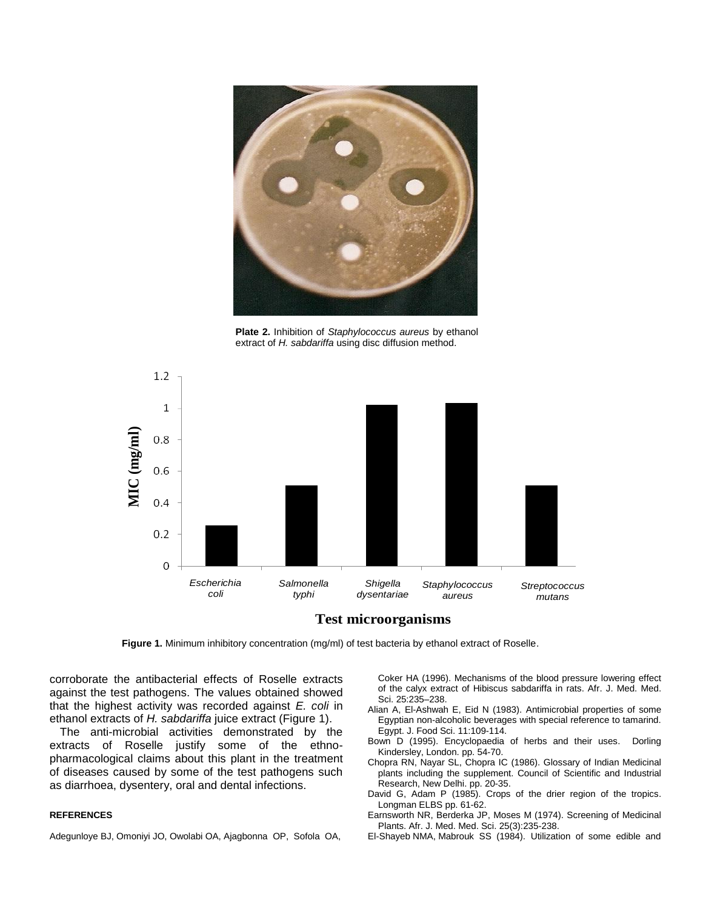**Plate 2.** Inhibition of *Staphylococcus aureus* by ethanol extract of *H. sabdariffa* using disc diffusion method.

**Figure 1.** Minimum inhibitory concentration (mg/ml) of test bacteria by ethanol extract of Roselle.

corroborate the antibacterial effects of Roselle extracts against the test pathogens. The values obtained showed that the highest activity was recorded against *E. coli* in ethanol extracts of *H. sabdariffa* juice extract (Figure 1).

The anti-microbial activities demonstrated by the extracts of Roselle justify some of the ethno-pharmacological claims about this plant in the treatment of diseases caused by some of the test pathogens such as diarrhoea, dysentery, oral and dental infections.

#### REFERENCES

Adegunloye BJ, Omoniyi JO, Owolabi OA, Ajagbonna OP, Sofola OA, Coker HA (1996). Mechanisms of the blood pressure lowering effect of the calyx extract of Hibiscus sabdariffa in rats. Afr. J. Med. Med. Sci. 25:235–238.

Alian A, El-Ashwah E, Eid N (1983). Antimicrobial properties of some Egyptian non-alcoholic beverages with special reference to tamarind. Egypt. J. Food Sci. 11:109-114.

Bown D (1995). Encyclopaedia of herbs and their uses. Dorling Kindersley, London. pp. 54-70.

Chopra RN, Nayar SL, Chopra IC (1986). Glossary of Indian Medicinal plants including the supplement. Council of Scientific and Industrial Research, New Delhi. pp. 20-35.

David G, Adam P (1985). Crops of the drier region of the tropics. Longman ELBS pp. 61-62.

Earnsworth NR, Berderka JP, Moses M (1974). Screening of Medicinal Plants. Afr. J. Med. Med. Sci. 25(3):235-238.

El-Shayeb NMA, Mabrouk SS (1984). Utilization of some edible and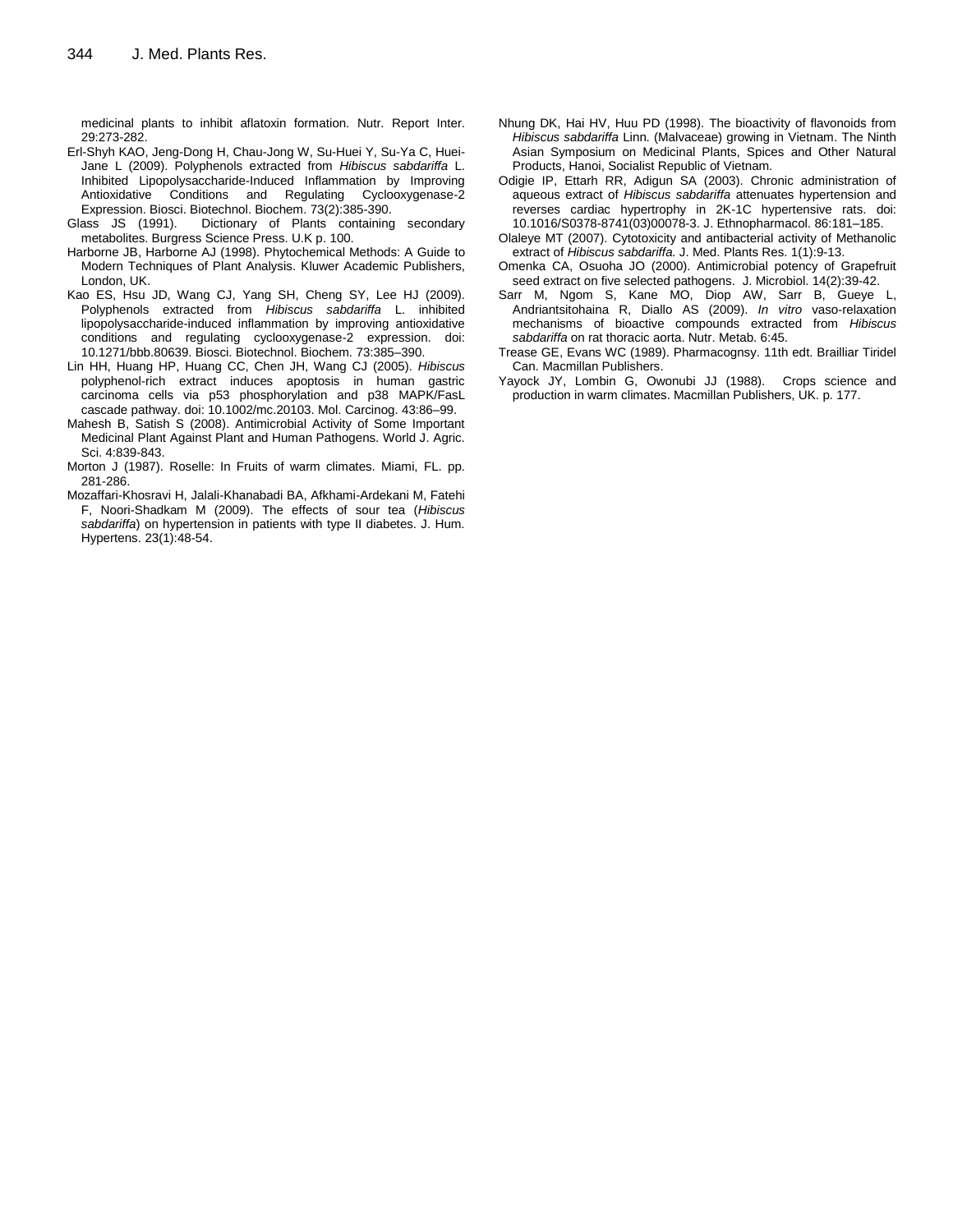medicinal plants to inhibit aflatoxin formation. Nutr. Report Inter. 29:273-282.

Erl-Shyh KAO, Jeng-Dong H, Chau-Jong W, Su-Huei Y, Su-Ya C, Huei-Jane L (2009). Polyphenols extracted from *Hibiscus sabdariffa* L. Inhibited Lipopolysaccharide-Induced Inflammation by Improving Antioxidative Conditions and Regulating Cyclooxygenase-2 Expression. Biosci. Biotechnol. Biochem. 73(2):385-390.

Glass JS (1991). Dictionary of Plants containing secondary metabolites. Burgress Science Press. U.K p. 100.

Harborne JB, Harborne AJ (1998). Phytochemical Methods: A Guide to Modern Techniques of Plant Analysis. Kluwer Academic Publishers, London, UK.

Kao ES, Hsu JD, Wang CJ, Yang SH, Cheng SY, Lee HJ (2009). Polyphenols extracted from *Hibiscus sabdariffa* L. inhibited lipopolysaccharide-induced inflammation by improving antioxidative conditions and regulating cyclooxygenase-2 expression. doi: 10.1271/bbb.80639. Biosci. Biotechnol. Biochem. 73:385–390.

Lin HH, Huang HP, Huang CC, Chen JH, Wang CJ (2005). *Hibiscus* polyphenol-rich extract induces apoptosis in human gastric carcinoma cells via p53 phosphorylation and p38 MAPK/FasL cascade pathway. doi: 10.1002/mc.20103. Mol. Carcinog. 43:86–99.

Mahesh B, Satish S (2008). Antimicrobial Activity of Some Important Medicinal Plant Against Plant and Human Pathogens. World J. Agric. Sci. 4:839-843.

Morton J (1987). Roselle: In Fruits of warm climates. Miami, FL. pp. 281-286.

Mozaffari-Khosravi H, Jalali-Khanabadi BA, Afkhami-Ardekani M, Fatehi F, Noori-Shadkam M (2009). The effects of sour tea (*Hibiscus sabdariffa*) on hypertension in patients with type II diabetes. J. Hum. Hypertens. 23(1):48-54.

Nhung DK, Hai HV, Huu PD (1998). The bioactivity of flavonoids from *Hibiscus sabdariffa* Linn. (Malvaceae) growing in Vietnam. The Ninth Asian Symposium on Medicinal Plants, Spices and Other Natural Products, Hanoi, Socialist Republic of Vietnam.

Odigie IP, Ettarh RR, Adigun SA (2003). Chronic administration of aqueous extract of *Hibiscus sabdariffa* attenuates hypertension and reverses cardiac hypertrophy in 2K-1C hypertensive rats. doi: 10.1016/S0378-8741(03)00078-3. J. Ethnopharmacol. 86:181–185.

Olaleye MT (2007). Cytotoxicity and antibacterial activity of Methanolic extract of *Hibiscus sabdariffa*. J. Med. Plants Res. 1(1):9-13.

Omenka CA, Osuoha JO (2000). Antimicrobial potency of Grapefruit seed extract on five selected pathogens. J. Microbiol. 14(2):39-42.

Sarr M, Ngom S, Kane MO, Diop AW, Sarr B, Gueye L, Andriantsitohaina R, Diallo AS (2009). *In vitro* vaso-relaxation mechanisms of bioactive compounds extracted from *Hibiscus sabdariffa* on rat thoracic aorta. Nutr. Metab. 6:45.

Trease GE, Evans WC (1989). Pharmacognsy. 11th edt. Brailliar Tiridel Can. Macmillan Publishers.

Yayock JY, Lombin G, Owonubi JJ (1988). Crops science and production in warm climates. Macmillan Publishers, UK. p. 177.